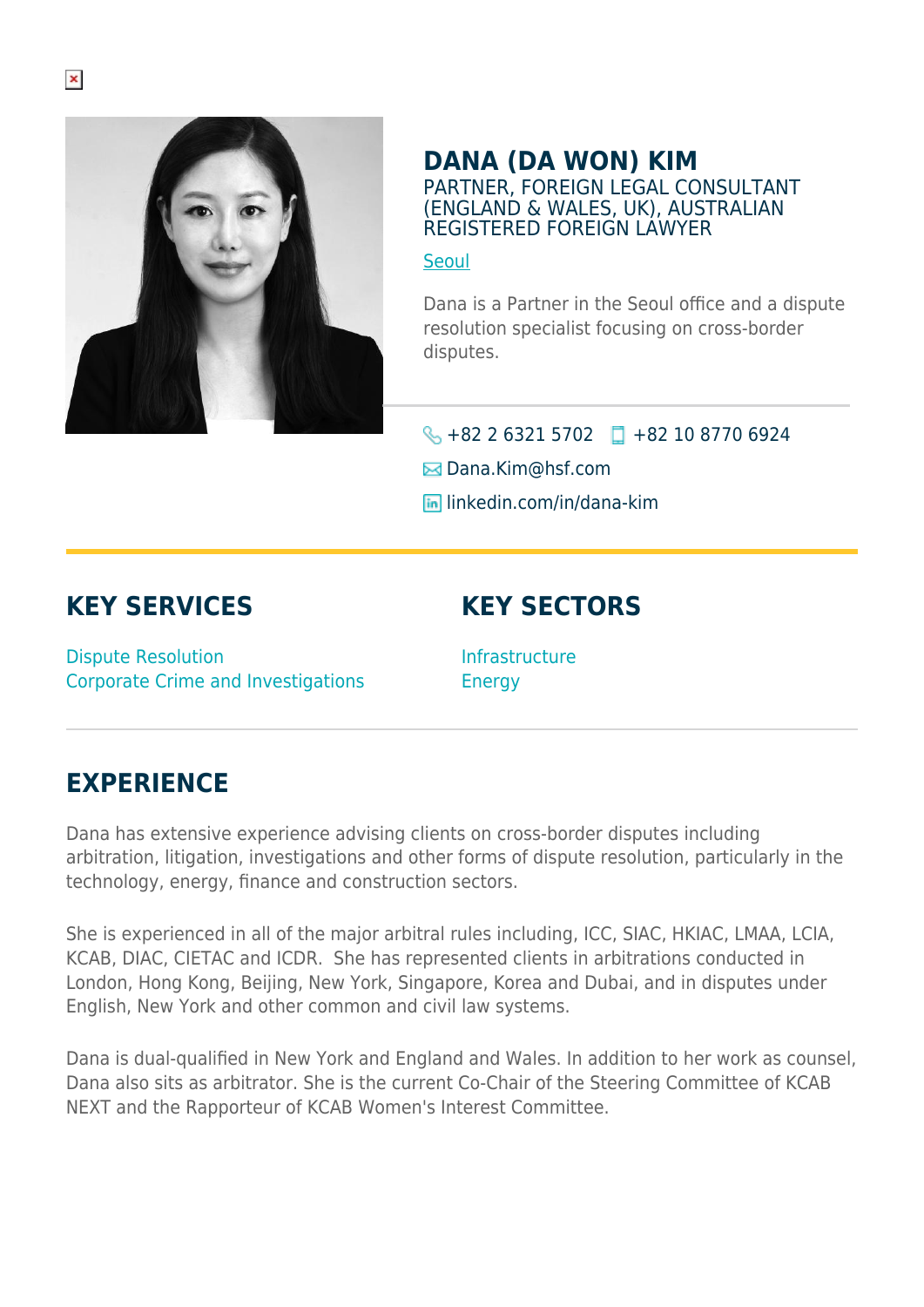# DANA (DA WON) KIM

PARTNER, FOREIGN LEGAL CONSULTANT (ENGLAND & WALES, UK), AUSTRALIAN REGISTERED FOREIGN LAWYER

Seoul

Dana is a Partner in the Seoul office and a dispute resolution specialist focusing on cross-border disputes.

+82 2 6321 5702 | +82 10 8770 6924

Dana.Kim@hsf.com

linkedin.com/in/dana-kim

## KEY SERVICES

Dispute Resolution
Corporate Crime and Investigations

## KEY SECTORS

Infrastructure
Energy

## EXPERIENCE

Dana has extensive experience advising clients on cross-border disputes including arbitration, litigation, investigations and other forms of dispute resolution, particularly in the technology, energy, finance and construction sectors.

She is experienced in all of the major arbitral rules including, ICC, SIAC, HKIAC, LMAA, LCIA, KCAB, DIAC, CIETAC and ICDR. She has represented clients in arbitrations conducted in London, Hong Kong, Beijing, New York, Singapore, Korea and Dubai, and in disputes under English, New York and other common and civil law systems.

Dana is dual-qualified in New York and England and Wales. In addition to her work as counsel, Dana also sits as arbitrator. She is the current Co-Chair of the Steering Committee of KCAB NEXT and the Rapporteur of KCAB Women's Interest Committee.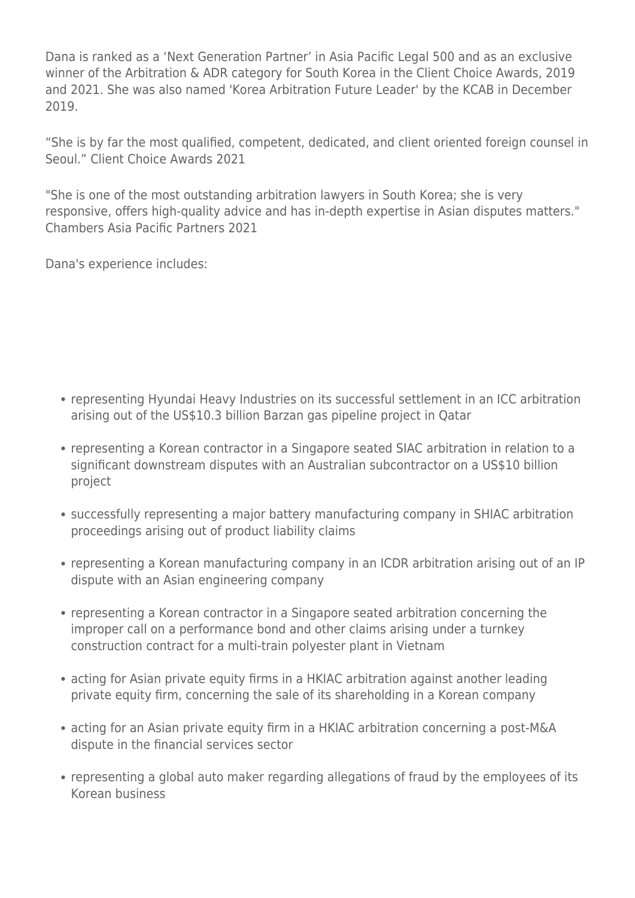Dana is ranked as a 'Next Generation Partner' in Asia Pacific Legal 500 and as an exclusive winner of the Arbitration & ADR category for South Korea in the Client Choice Awards, 2019 and 2021. She was also named 'Korea Arbitration Future Leader' by the KCAB in December 2019.

"She is by far the most qualified, competent, dedicated, and client oriented foreign counsel in Seoul." Client Choice Awards 2021

"She is one of the most outstanding arbitration lawyers in South Korea; she is very responsive, offers high-quality advice and has in-depth expertise in Asian disputes matters." Chambers Asia Pacific Partners 2021

Dana's experience includes:

- representing Hyundai Heavy Industries on its successful settlement in an ICC arbitration arising out of the US$10.3 billion Barzan gas pipeline project in Qatar
- representing a Korean contractor in a Singapore seated SIAC arbitration in relation to a significant downstream disputes with an Australian subcontractor on a US$10 billion project
- successfully representing a major battery manufacturing company in SHIAC arbitration proceedings arising out of product liability claims
- representing a Korean manufacturing company in an ICDR arbitration arising out of an IP dispute with an Asian engineering company
- representing a Korean contractor in a Singapore seated arbitration concerning the improper call on a performance bond and other claims arising under a turnkey construction contract for a multi-train polyester plant in Vietnam
- acting for Asian private equity firms in a HKIAC arbitration against another leading private equity firm, concerning the sale of its shareholding in a Korean company
- acting for an Asian private equity firm in a HKIAC arbitration concerning a post-M&A dispute in the financial services sector
- representing a global auto maker regarding allegations of fraud by the employees of its Korean business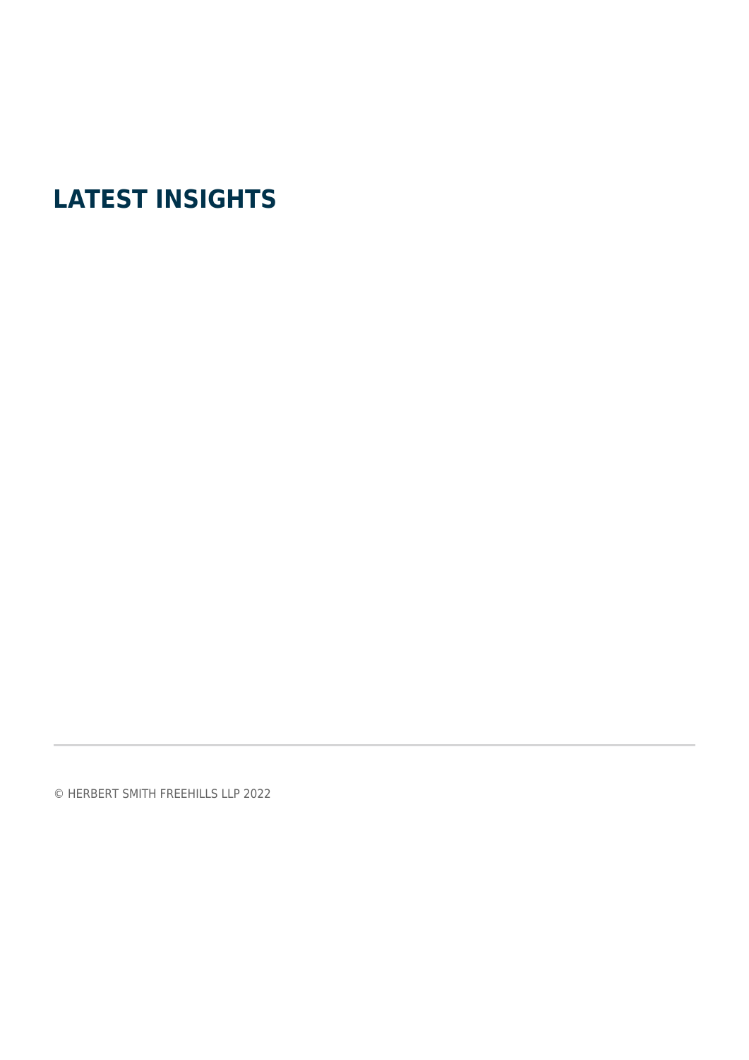## LATEST INSIGHTS

© HERBERT SMITH FREEHILLS LLP 2022